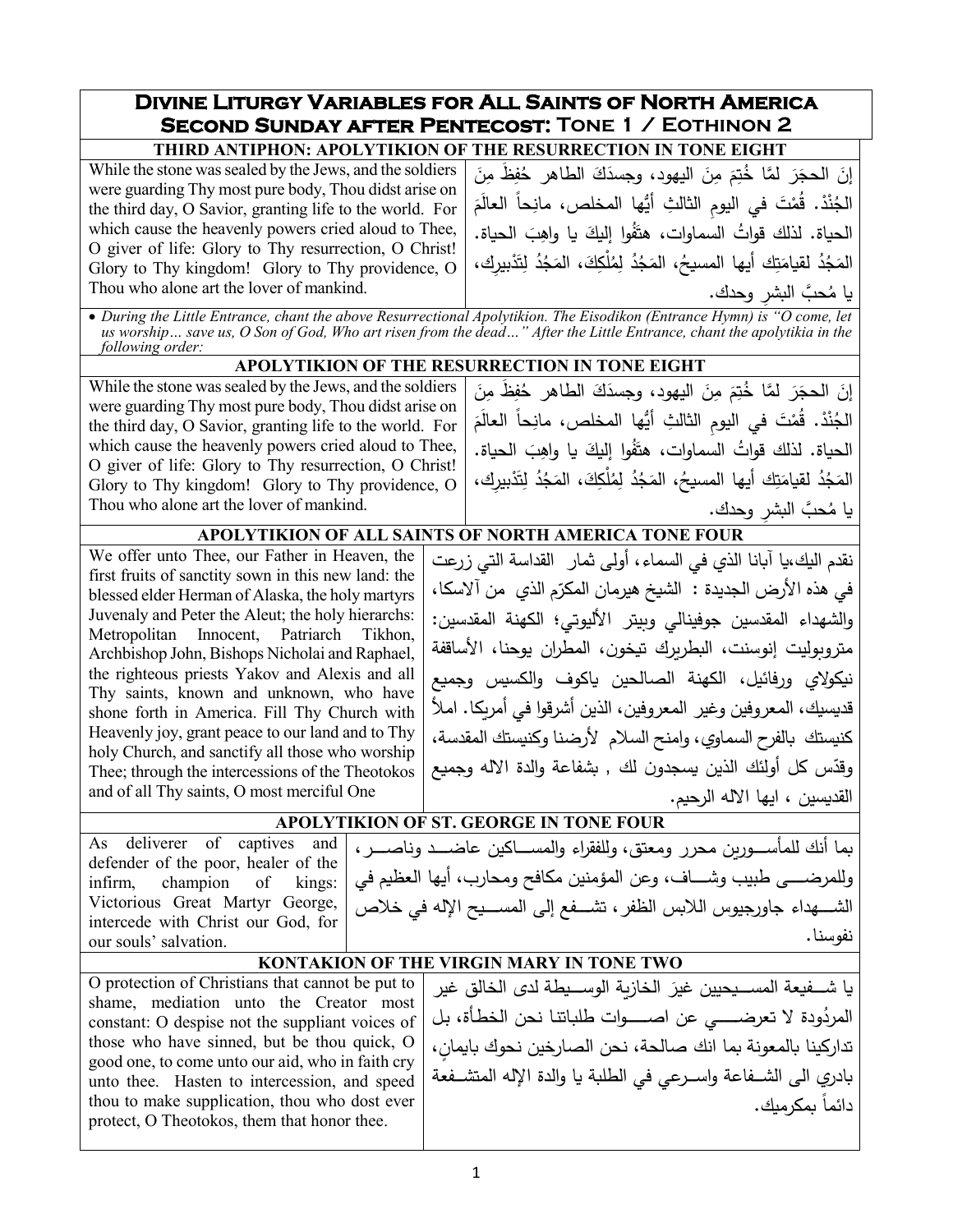# Divine Liturgy Variables for All Saints of North America
## Second Sunday after Pentecost: Tone 1 / Eothinon 2

### THIRD ANTIPHON: APOLYTIKION OF THE RESURRECTION IN TONE EIGHT

| English | Arabic |
|---|---|
| While the stone was sealed by the Jews, and the soldiers were guarding Thy most pure body, Thou didst arise on the third day, O Savior, granting life to the world. For which cause the heavenly powers cried aloud to Thee, O giver of life: Glory to Thy resurrection, O Christ! Glory to Thy kingdom! Glory to Thy providence, O Thou who alone art the lover of mankind. | إنَ الحجَرَ لمَّا خُتِمَ مِنَ اليهود، وجسدَكَ الطاهر حُفِظَ مِنَ الجُنْدْ. قُمْتَ في اليومِ الثالثِ أيُّها المخلص، مانِحاً العالَمَ الحياة. لذلك قواتُ السماوات، هتَفُوا إليكَ يا واهِبَ الحياة. المَجْدُ لقيامَتِك أيها المسيحُ، المَجْدُ لِمُلْكِكَ، المَجْدُ لِتَدْبيرِك، يا مُحبَّ البشرِ وحدك. |

- *During the Little Entrance, chant the above Resurrectional Apolytikion. The Eisodikon (Entrance Hymn) is "O come, let us worship… save us, O Son of God, Who art risen from the dead…" After the Little Entrance, chant the apolytikia in the following order:*

### APOLYTIKION OF THE RESURRECTION IN TONE EIGHT

| English | Arabic |
|---|---|
| While the stone was sealed by the Jews, and the soldiers were guarding Thy most pure body, Thou didst arise on the third day, O Savior, granting life to the world. For which cause the heavenly powers cried aloud to Thee, O giver of life: Glory to Thy resurrection, O Christ! Glory to Thy kingdom! Glory to Thy providence, O Thou who alone art the lover of mankind. | إنَ الحجَرَ لمَّا خُتِمَ مِنَ اليهود، وجسدَكَ الطاهر حُفِظَ مِنَ الجُنْدْ. قُمْتَ في اليومِ الثالثِ أيُّها المخلص، مانِحاً العالَمَ الحياة. لذلك قواتُ السماوات، هتَفُوا إليكَ يا واهِبَ الحياة. المَجْدُ لقيامَتِك أيها المسيحُ، المَجْدُ لِمُلْكِكَ، المَجْدُ لِتَدْبيرِك، يا مُحبَّ البشرِ وحدك. |

### APOLYTIKION OF ALL SAINTS OF NORTH AMERICA TONE FOUR

| English | Arabic |
|---|---|
| We offer unto Thee, our Father in Heaven, the first fruits of sanctity sown in this new land: the blessed elder Herman of Alaska, the holy martyrs Juvenaly and Peter the Aleut; the holy hierarchs: Metropolitan Innocent, Patriarch Tikhon, Archbishop John, Bishops Nicholai and Raphael, the righteous priests Yakov and Alexis and all Thy saints, known and unknown, who have shone forth in America. Fill Thy Church with Heavenly joy, grant peace to our land and to Thy holy Church, and sanctify all those who worship Thee; through the intercessions of the Theotokos and of all Thy saints, O most merciful One | نقدم اليك،يا آبانا الذي في السماء، أولى ثمار القداسة التي زرعت في هذه الأرض الجديدة : الشيخ هيرمان المكرّم الذي من آلاسكا، والشهداء المقدسين جوفينالي وبيتر الأليوتي؛ الكهنة المقدسين: متروبوليت إنوسنت، البطريرك تيخون، المطران يوحنا، الأساقفة نيكولاي ورفائيل، الكهنة الصالحين ياكوف والكسيس وجميع قديسيك، المعروفين وغير المعروفين، الذين أشرقوا في أمريكا. املأ كنيستك بالفرح السماوي، وامنح السلام لأرضنا وكنيستك المقدسة، وقدّس كل أولئك الذين يسجدون لك , بشفاعة والدة الاله وجميع القديسين ، ايها الاله الرحيم. |

### APOLYTIKION OF ST. GEORGE IN TONE FOUR

| English | Arabic |
|---|---|
| As deliverer of captives and defender of the poor, healer of the infirm, champion of kings: Victorious Great Martyr George, intercede with Christ our God, for our souls' salvation. | بما أنك للمأســورين محرر ومعتق، وللفقراء والمســاكين عاضـــد وناصـــر، وللمرضـــى طبيب وشـــاف، وعن المؤمنين مكافح ومحارب، أيها العظيم في الشـــهداء جاورجيوس اللابس الظفر، تشـــفع إلى المســـيح الإله في خلاص نفوسنا. |

### KONTAKION OF THE VIRGIN MARY IN TONE TWO

| English | Arabic |
|---|---|
| O protection of Christians that cannot be put to shame, mediation unto the Creator most constant: O despise not the suppliant voices of those who have sinned, but be thou quick, O good one, to come unto our aid, who in faith cry unto thee. Hasten to intercession, and speed thou to make supplication, thou who dost ever protect, O Theotokos, them that honor thee. | يا شـــفيعة المســـيحيين غيرَ الخازية الوســـيطة لدى الخالق غير المردُودة لا تعرضـــــي عن اصـــــوات طلباتنا نحن الخطأة، بل تداركينا بالمعونة بما انك صالحة، نحن الصارخين نحوك بايمانٍ، بادري الى الشـفاعة واسـرعي في الطلبة يا والدة الإله المتشـفعة دائماً بمكرميك. |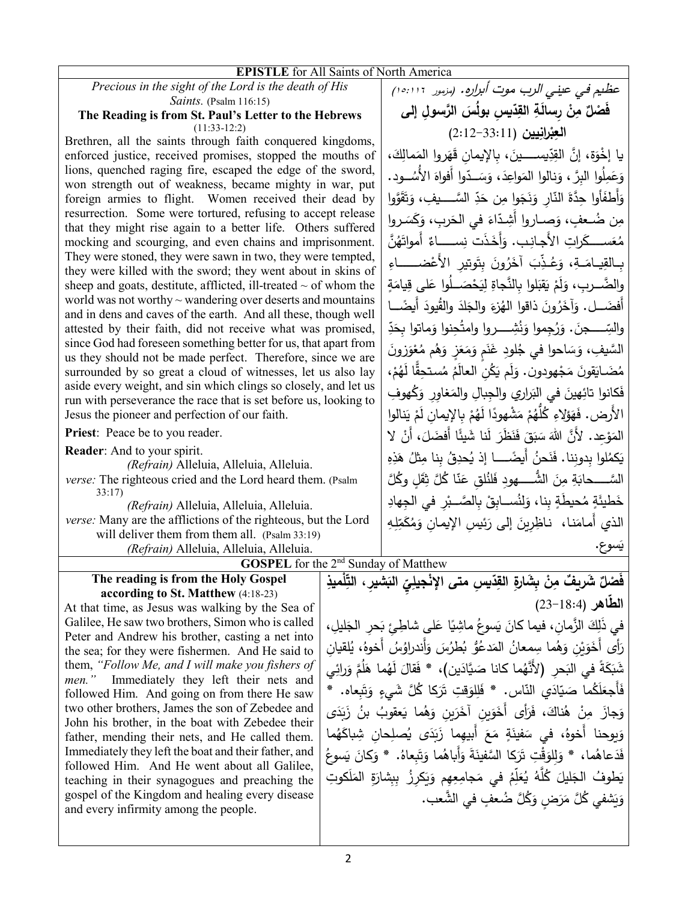## EPISTLE for All Saints of North America

*Precious in the sight of the Lord is the death of His Saints.* (Psalm 116:15)

**The Reading is from St. Paul's Letter to the Hebrews** (11:33-12:2)

Brethren, all the saints through faith conquered kingdoms, enforced justice, received promises, stopped the mouths of lions, quenched raging fire, escaped the edge of the sword, won strength out of weakness, became mighty in war, put foreign armies to flight. Women received their dead by resurrection. Some were tortured, refusing to accept release that they might rise again to a better life. Others suffered mocking and scourging, and even chains and imprisonment. They were stoned, they were sawn in two, they were tempted, they were killed with the sword; they went about in skins of sheep and goats, destitute, afflicted, ill-treated ~ of whom the world was not worthy ~ wandering over deserts and mountains and in dens and caves of the earth. And all these, though well attested by their faith, did not receive what was promised, since God had foreseen something better for us, that apart from us they should not be made perfect. Therefore, since we are surrounded by so great a cloud of witnesses, let us also lay aside every weight, and sin which clings so closely, and let us run with perseverance the race that is set before us, looking to Jesus the pioneer and perfection of our faith.

**Priest**: Peace be to you reader.

**Reader**: And to your spirit.

*(Refrain)* Alleluia, Alleluia, Alleluia.

*verse:* The righteous cried and the Lord heard them. (Psalm 33:17)

*(Refrain)* Alleluia, Alleluia, Alleluia.

*verse:* Many are the afflictions of the righteous, but the Lord will deliver them from them all. (Psalm 33:19)

*(Refrain)* Alleluia, Alleluia, Alleluia.

*عظيم في عيني الرب موت أبراره.* (مزمور ١١٦:١٥)

**فَصْلٌ مِنْ رِسالَةِ القدّيسِ بولُسَ الرّسولِ إلى العِبْرانِيين** (11:33-12:2)

يا إخْوَة، إنَّ القِدّيسينَ، بِالإيمانِ قَهَروا المَمالِكَ، وَعَمِلُوا البِرَّ، وَنالوا المَواعِدَ، وَسَدّوا أَفواهَ الأُسُود. وَأَطفَأوا حِدَّةَ النّارِ وَنَجَوا مِن حَدِّ السَّيفِ، وَتَقَوَّوا مِن ضُعفٍ، وَصاروا أَشِدّاءَ في الحَربِ، وَكَسَروا مُعَسكَراتِ الأَجانِب. وَأَخَذَت نِساءٌ أَمواتَهُنَّ بِالقِيامَةِ، وَعُذِّبَ آخَرُونَ بِتَوتيرِ الأَعْضاءِ والضَّربِ، وَلَمْ يَقبَلوا بِالنَّجاةِ لِيَحْصَلُوا عَلى قِيامَةٍ أَفضَل. وَآخَرُونَ ذاقوا الهُزءَ والجَلدَ والقُيودَ أَيضًا والسِّجنَ. وَرُجِموا وَنُشِروا وامتُحِنوا وَماتوا بِحَدِّ السَّيفِ، وَساحوا في جُلودِ غَنَمٍ وَمَعَزٍ وَهُم مُعْوَزونَ مُضَايَقونَ مَجْهودون. وَلَم يَكُنِ العالَمُ مُستحِقًّا لَهُمْ، فَكانوا تائِهِينَ في البَراري والجِبالِ والمَغاوِرِ وَكُهوفِ الأَرض. فَهَؤلاءِ كُلُّهُمْ مَشْهودًا لَهُمْ بِالإيمانِ لَمْ يَنالوا المَوْعِد. لأَنَّ اللهَ سَبَقَ فَنَظَرَ لَنا شَيئًا أَفضَلَ، أَنْ لا يَكمُلوا بدونِنا. فَنَحنُ أَيضًا إذ يُحدِقُ بِنا مِثلُ هَذِهِ السَّحابَةِ مِنَ الشُّهودِ فَلنُلقِ عَنّا كُلَّ ثِقَلٍ وكُلَّ خَطيئَةٍ مُحيطَةٍ بِنا، وَلنُسابِقْ بِالصَّبْرِ في الجِهادِ الذي أَمامَنا، ناظِرِينَ إلى رَئيسِ الإيمانِ وَمُكَمِّلِهِ يَسوع.

## GOSPEL for the 2nd Sunday of Matthew

**The reading is from the Holy Gospel according to St. Matthew** (4:18-23)

At that time, as Jesus was walking by the Sea of Galilee, He saw two brothers, Simon who is called Peter and Andrew his brother, casting a net into the sea; for they were fishermen. And He said to them, *"Follow Me, and I will make you fishers of men."* Immediately they left their nets and followed Him. And going on from there He saw two other brothers, James the son of Zebedee and John his brother, in the boat with Zebedee their father, mending their nets, and He called them. Immediately they left the boat and their father, and followed Him. And He went about all Galilee, teaching in their synagogues and preaching the gospel of the Kingdom and healing every disease and every infirmity among the people.

**فَصْلٌ شَريفٌ مِنْ بِشَارَةِ القدّيسِ متى الإنْجيليّ البَشيرِ، التِّلْميذِ الطّاهِر** (18:4-23)

في ذَلِكَ الزَّمانِ، فيما كانَ يَسوعُ ماشِيًا عَلى شاطِئِ بَحرِ الجَليلِ، رَأى أَخَوَيْنِ وَهُما سِمعانُ المَدعُوُّ بُطرُسَ وَأَندراوُسُ أَخوهُ، يُلقيانِ شَبَكَةً في البَحرِ (لأَنَّهُما كانا صَيَّادَين)، * فَقالَ لَهُما هَلُمَّ وَرائي فَأَجعَلَكُما صَيّادَي النّاس. * فَلِلوَقتِ تَرَكا كُلَّ شَيءٍ وَتَبِعاه. * وَجازَ مِنْ هُناكَ، فَرَأى أَخَوَينِ آخَرَينِ وَهُما يَعقوبُ بنُ زَبَدَى وَيوحنا أَخوهُ، في سَفينَةٍ مَعَ أَبيهِما زَبَدَى يُصلِحانِ شِباكَهُما فَدَعاهُما، * وَلِلوَقْتِ تَرَكا السَّفينَةَ وَأَباهُما وَتَبِعاهُ. * وَكانَ يَسوعُ يَطوفُ الجَليلَ كُلَّهُ يُعَلِّمُ في مَجامِعِهِم وَيَكرِزُ بِبِشارَةِ المَلَكوتِ وَيَشفي كُلَّ مَرَضٍ وَكُلَّ ضُعفٍ في الشَّعب.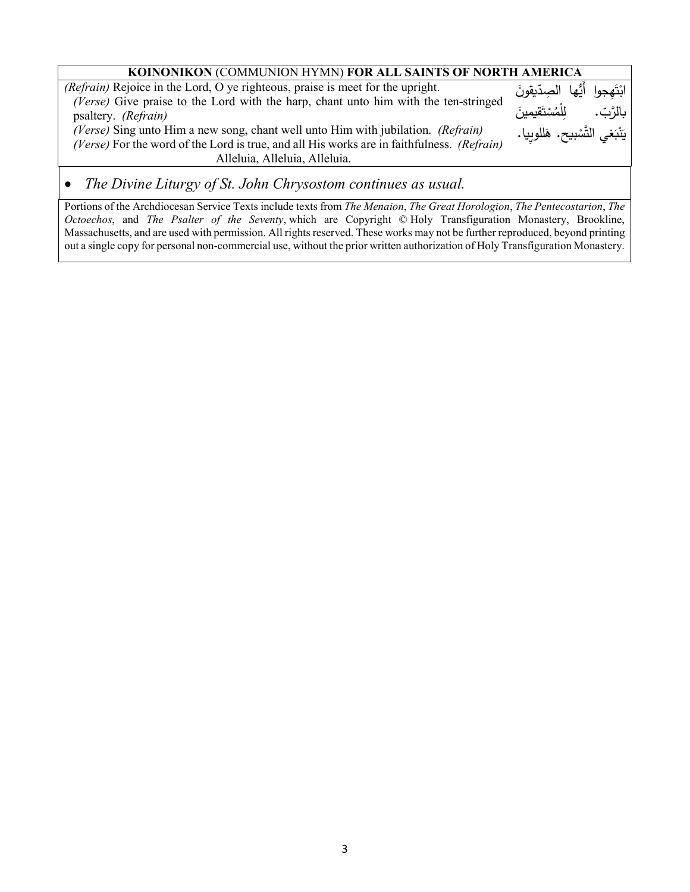**KOINONIKON** (COMMUNION HYMN) **FOR ALL SAINTS OF NORTH AMERICA**

| | |
|---|---|
| *(Refrain)* Rejoice in the Lord, O ye righteous, praise is meet for the upright.<br>*(Verse)* Give praise to the Lord with the harp, chant unto him with the ten-stringed psaltery. *(Refrain)*<br>*(Verse)* Sing unto Him a new song, chant well unto Him with jubilation. *(Refrain)*<br>*(Verse)* For the word of the Lord is true, and all His works are in faithfulness. *(Refrain)*<br>Alleluia, Alleluia, Alleluia. | ابْتَهِجوا أَيُّها الصِدّيقونَ بالرَّبّ. لِلْمُسْتَقيمينَ يَنْبَغي التَّسْبيح. هَللويا. |

- *The Divine Liturgy of St. John Chrysostom continues as usual.*

Portions of the Archdiocesan Service Texts include texts from *The Menaion*, *The Great Horologion*, *The Pentecostarion*, *The Octoechos*, and *The Psalter of the Seventy*, which are Copyright © Holy Transfiguration Monastery, Brookline, Massachusetts, and are used with permission. All rights reserved. These works may not be further reproduced, beyond printing out a single copy for personal non-commercial use, without the prior written authorization of Holy Transfiguration Monastery.